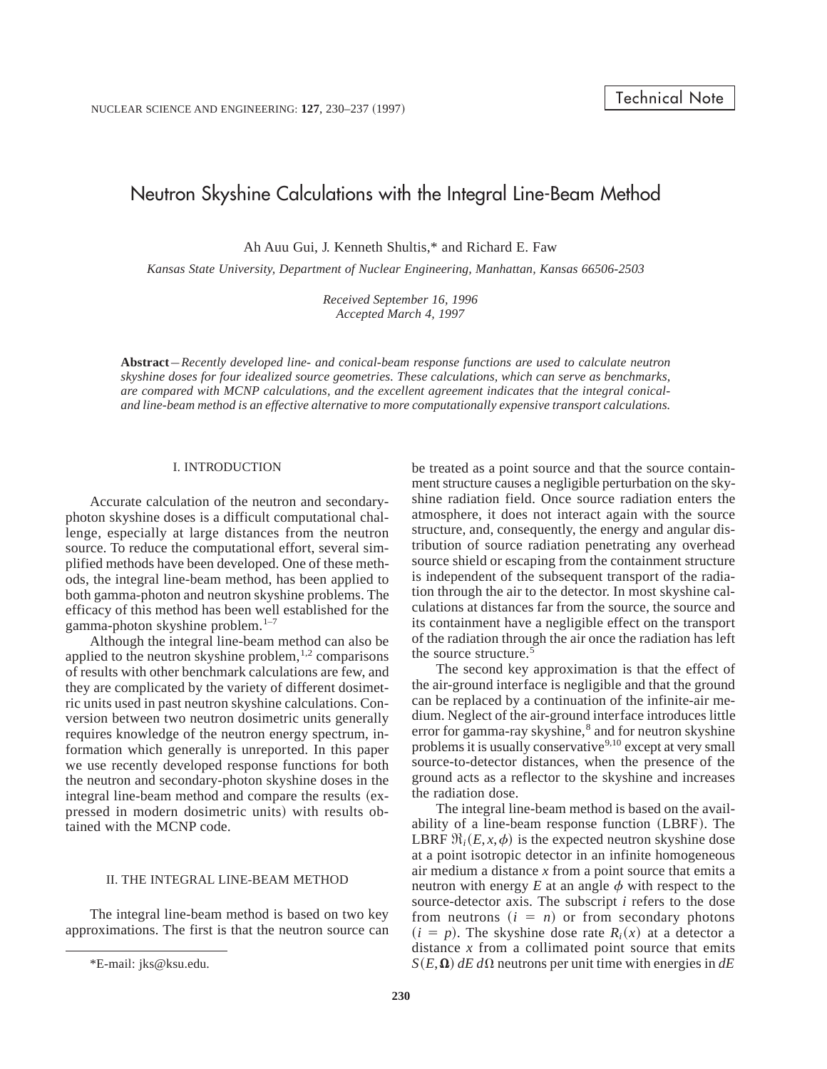Technical Note

# Neutron Skyshine Calculations with the Integral Line-Beam Method

Ah Auu Gui, J. Kenneth Shultis,* and Richard E. Faw

*Kansas State University, Department of Nuclear Engineering, Manhattan, Kansas 66506-2503*

*Received September 16, 1996*
*Accepted March 4, 1997*

**Abstract**—*Recently developed line- and conical-beam response functions are used to calculate neutron skyshine doses for four idealized source geometries. These calculations, which can serve as benchmarks, are compared with MCNP calculations, and the excellent agreement indicates that the integral conical- and line-beam method is an effective alternative to more computationally expensive transport calculations.*

## I. INTRODUCTION

Accurate calculation of the neutron and secondary-photon skyshine doses is a difficult computational challenge, especially at large distances from the neutron source. To reduce the computational effort, several simplified methods have been developed. One of these methods, the integral line-beam method, has been applied to both gamma-photon and neutron skyshine problems. The efficacy of this method has been well established for the gamma-photon skyshine problem.[1–7]

Although the integral line-beam method can also be applied to the neutron skyshine problem,[1,2] comparisons of results with other benchmark calculations are few, and they are complicated by the variety of different dosimetric units used in past neutron skyshine calculations. Conversion between two neutron dosimetric units generally requires knowledge of the neutron energy spectrum, information which generally is unreported. In this paper we use recently developed response functions for both the neutron and secondary-photon skyshine doses in the integral line-beam method and compare the results (expressed in modern dosimetric units) with results obtained with the MCNP code.

## II. THE INTEGRAL LINE-BEAM METHOD

The integral line-beam method is based on two key approximations. The first is that the neutron source can be treated as a point source and that the source containment structure causes a negligible perturbation on the skyshine radiation field. Once source radiation enters the atmosphere, it does not interact again with the source structure, and, consequently, the energy and angular distribution of source radiation penetrating any overhead source shield or escaping from the containment structure is independent of the subsequent transport of the radiation through the air to the detector. In most skyshine calculations at distances far from the source, the source and its containment have a negligible effect on the transport of the radiation through the air once the radiation has left the source structure.[5]

The second key approximation is that the effect of the air-ground interface is negligible and that the ground can be replaced by a continuation of the infinite-air medium. Neglect of the air-ground interface introduces little error for gamma-ray skyshine,[8] and for neutron skyshine problems it is usually conservative[9,10] except at very small source-to-detector distances, when the presence of the ground acts as a reflector to the skyshine and increases the radiation dose.

The integral line-beam method is based on the availability of a line-beam response function (LBRF). The LBRF $\Re_i(E, x, \phi)$ is the expected neutron skyshine dose at a point isotropic detector in an infinite homogeneous air medium a distance $x$ from a point source that emits a neutron with energy $E$ at an angle $\phi$ with respect to the source-detector axis. The subscript $i$ refers to the dose from neutrons ($i = n$) or from secondary photons ($i = p$). The skyshine dose rate $R_i(x)$ at a detector a distance $x$ from a collimated point source that emits $S(E, \mathbf{\Omega})\, dE\, d\Omega$ neutrons per unit time with energies in $dE$

*E-mail: jks@ksu.edu.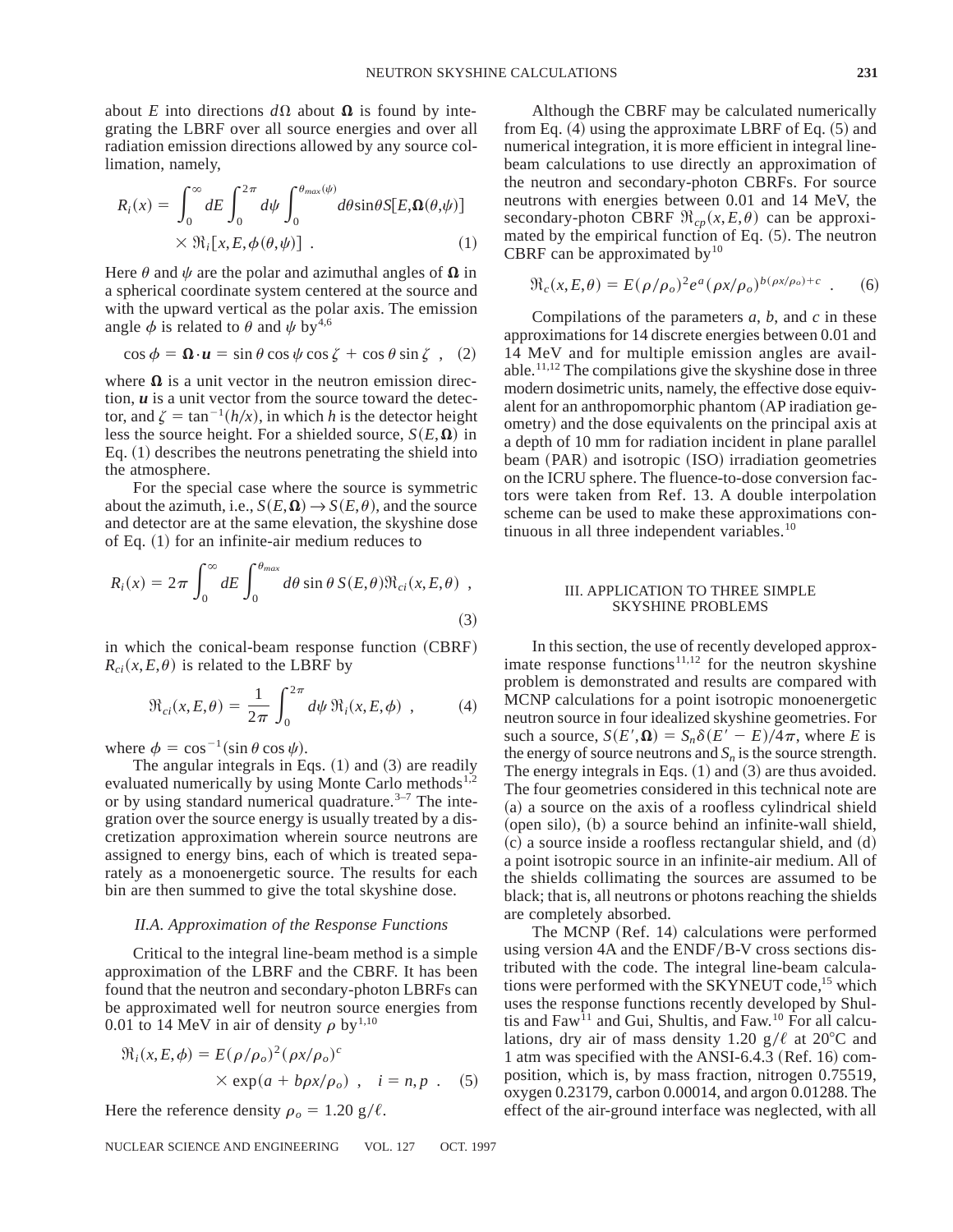about $E$ into directions $d\Omega$ about $\mathbf{\Omega}$ is found by integrating the LBRF over all source energies and over all radiation emission directions allowed by any source collimation, namely,

$$R_i(x) = \int_0^\infty dE \int_0^{2\pi} d\psi \int_0^{\theta_{max}(\psi)} d\theta \sin\theta S[E,\mathbf{\Omega}(\theta,\psi)] \times \Re_i[x,E,\phi(\theta,\psi)] \ . \tag{1}$$

Here $\theta$ and $\psi$ are the polar and azimuthal angles of $\mathbf{\Omega}$ in a spherical coordinate system centered at the source and with the upward vertical as the polar axis. The emission angle $\phi$ is related to $\theta$ and $\psi$ by[4,6]

$$\cos\phi = \mathbf{\Omega}\cdot\boldsymbol{u} = \sin\theta\cos\psi\cos\zeta + \cos\theta\sin\zeta \ , \tag{2}$$

where $\mathbf{\Omega}$ is a unit vector in the neutron emission direction, $\boldsymbol{u}$ is a unit vector from the source toward the detector, and $\zeta = \tan^{-1}(h/x)$, in which $h$ is the detector height less the source height. For a shielded source, $S(E,\mathbf{\Omega})$ in Eq. (1) describes the neutrons penetrating the shield into the atmosphere.

For the special case where the source is symmetric about the azimuth, i.e., $S(E,\mathbf{\Omega}) \to S(E,\theta)$, and the source and detector are at the same elevation, the skyshine dose of Eq. (1) for an infinite-air medium reduces to

$$R_i(x) = 2\pi \int_0^\infty dE \int_0^{\theta_{max}} d\theta \sin\theta \, S(E,\theta)\Re_{ci}(x,E,\theta) \ , \tag{3}$$

in which the conical-beam response function (CBRF) $R_{ci}(x,E,\theta)$ is related to the LBRF by

$$\Re_{ci}(x,E,\theta) = \frac{1}{2\pi}\int_0^{2\pi} d\psi \, \Re_i(x,E,\phi) \ , \tag{4}$$

where $\phi = \cos^{-1}(\sin\theta\cos\psi)$.

The angular integrals in Eqs. (1) and (3) are readily evaluated numerically by using Monte Carlo methods[1,2] or by using standard numerical quadrature.[3–7] The integration over the source energy is usually treated by a discretization approximation wherein source neutrons are assigned to energy bins, each of which is treated separately as a monoenergetic source. The results for each bin are then summed to give the total skyshine dose.

### II.A. Approximation of the Response Functions

Critical to the integral line-beam method is a simple approximation of the LBRF and the CBRF. It has been found that the neutron and secondary-photon LBRFs can be approximated well for neutron source energies from 0.01 to 14 MeV in air of density $\rho$ by[1,10]

$$\Re_i(x,E,\phi) = E(\rho/\rho_o)^2(\rho x/\rho_o)^c \times \exp(a + b\rho x/\rho_o) \ , \quad i = n,p \ . \tag{5}$$

Here the reference density $\rho_o = 1.20$ g/ℓ.

Although the CBRF may be calculated numerically from Eq. (4) using the approximate LBRF of Eq. (5) and numerical integration, it is more efficient in integral line-beam calculations to use directly an approximation of the neutron and secondary-photon CBRFs. For source neutrons with energies between 0.01 and 14 MeV, the secondary-photon CBRF $\Re_{cp}(x,E,\theta)$ can be approximated by the empirical function of Eq. (5). The neutron CBRF can be approximated by[10]

$$\Re_c(x,E,\theta) = E(\rho/\rho_o)^2 e^a (\rho x/\rho_o)^{b(\rho x/\rho_o)+c} \ . \tag{6}$$

Compilations of the parameters $a$, $b$, and $c$ in these approximations for 14 discrete energies between 0.01 and 14 MeV and for multiple emission angles are available.[11,12] The compilations give the skyshine dose in three modern dosimetric units, namely, the effective dose equivalent for an anthropomorphic phantom (AP irradiation geometry) and the dose equivalents on the principal axis at a depth of 10 mm for radiation incident in plane parallel beam (PAR) and isotropic (ISO) irradiation geometries on the ICRU sphere. The fluence-to-dose conversion factors were taken from Ref. 13. A double interpolation scheme can be used to make these approximations continuous in all three independent variables.[10]

## III. APPLICATION TO THREE SIMPLE SKYSHINE PROBLEMS

In this section, the use of recently developed approximate response functions[11,12] for the neutron skyshine problem is demonstrated and results are compared with MCNP calculations for a point isotropic monoenergetic neutron source in four idealized skyshine geometries. For such a source, $S(E',\mathbf{\Omega}) = S_n\delta(E' - E)/4\pi$, where $E$ is the energy of source neutrons and $S_n$ is the source strength. The energy integrals in Eqs. (1) and (3) are thus avoided. The four geometries considered in this technical note are (a) a source on the axis of a roofless cylindrical shield (open silo), (b) a source behind an infinite-wall shield, (c) a source inside a roofless rectangular shield, and (d) a point isotropic source in an infinite-air medium. All of the shields collimating the sources are assumed to be black; that is, all neutrons or photons reaching the shields are completely absorbed.

The MCNP (Ref. 14) calculations were performed using version 4A and the ENDF/B-V cross sections distributed with the code. The integral line-beam calculations were performed with the SKYNEUT code,[15] which uses the response functions recently developed by Shultis and Faw[11] and Gui, Shultis, and Faw.[10] For all calculations, dry air of mass density 1.20 g/ℓ at 20°C and 1 atm was specified with the ANSI-6.4.3 (Ref. 16) composition, which is, by mass fraction, nitrogen 0.75519, oxygen 0.23179, carbon 0.00014, and argon 0.01288. The effect of the air-ground interface was neglected, with all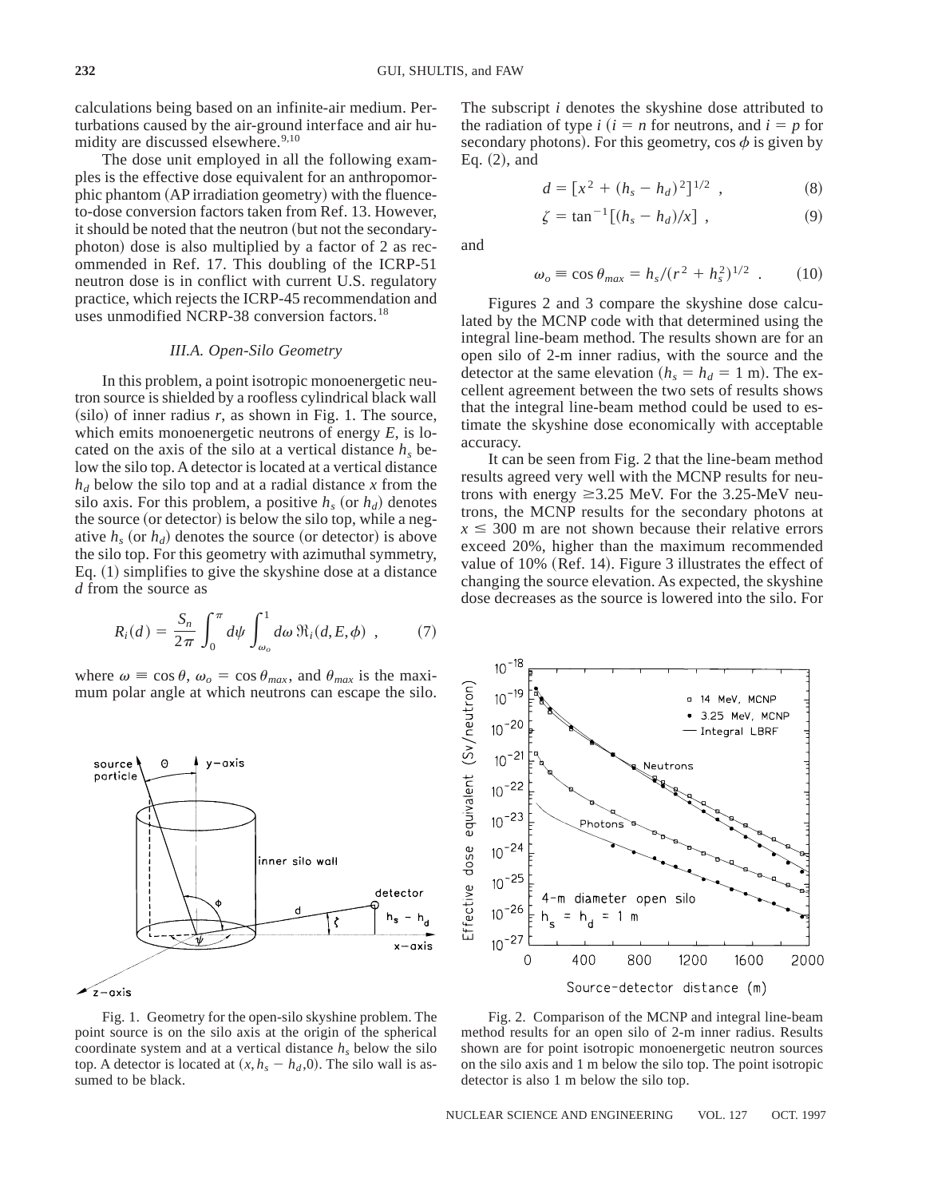calculations being based on an infinite-air medium. Perturbations caused by the air-ground interface and air humidity are discussed elsewhere.[9,10]

The dose unit employed in all the following examples is the effective dose equivalent for an anthropomorphic phantom (AP irradiation geometry) with the fluence-to-dose conversion factors taken from Ref. 13. However, it should be noted that the neutron (but not the secondary-photon) dose is also multiplied by a factor of 2 as recommended in Ref. 17. This doubling of the ICRP-51 neutron dose is in conflict with current U.S. regulatory practice, which rejects the ICRP-45 recommendation and uses unmodified NCRP-38 conversion factors.[18]

### III.A. Open-Silo Geometry

In this problem, a point isotropic monoenergetic neutron source is shielded by a roofless cylindrical black wall (silo) of inner radius $r$, as shown in Fig. 1. The source, which emits monoenergetic neutrons of energy $E$, is located on the axis of the silo at a vertical distance $h_s$ below the silo top. A detector is located at a vertical distance $h_d$ below the silo top and at a radial distance $x$ from the silo axis. For this problem, a positive $h_s$ (or $h_d$) denotes the source (or detector) is below the silo top, while a negative $h_s$ (or $h_d$) denotes the source (or detector) is above the silo top. For this geometry with azimuthal symmetry, Eq. (1) simplifies to give the skyshine dose at a distance $d$ from the source as

$$R_i(d) = \frac{S_n}{2\pi} \int_0^{\pi} d\psi \int_{\omega_o}^{1} d\omega \, \Re_i(d, E, \phi) \ , \qquad (7)$$

where $\omega \equiv \cos\theta$, $\omega_o = \cos\theta_{max}$, and $\theta_{max}$ is the maximum polar angle at which neutrons can escape the silo.

Fig. 1. Geometry for the open-silo skyshine problem. The point source is on the silo axis at the origin of the spherical coordinate system and at a vertical distance $h_s$ below the silo top. A detector is located at $(x, h_s - h_d, 0)$. The silo wall is assumed to be black.

The subscript $i$ denotes the skyshine dose attributed to the radiation of type $i$ ($i = n$ for neutrons, and $i = p$ for secondary photons). For this geometry, $\cos\phi$ is given by Eq. (2), and

$$d = [x^2 + (h_s - h_d)^2]^{1/2} \ , \qquad (8)$$

$$\zeta = \tan^{-1}[(h_s - h_d)/x] \ , \qquad (9)$$

and

$$\omega_o \equiv \cos\theta_{max} = h_s/(r^2 + h_s^2)^{1/2} \ . \qquad (10)$$

Figures 2 and 3 compare the skyshine dose calculated by the MCNP code with that determined using the integral line-beam method. The results shown are for an open silo of 2-m inner radius, with the source and the detector at the same elevation ($h_s = h_d = 1$ m). The excellent agreement between the two sets of results shows that the integral line-beam method could be used to estimate the skyshine dose economically with acceptable accuracy.

It can be seen from Fig. 2 that the line-beam method results agreed very well with the MCNP results for neutrons with energy $\geq$3.25 MeV. For the 3.25-MeV neutrons, the MCNP results for the secondary photons at $x \leq 300$ m are not shown because their relative errors exceed 20%, higher than the maximum recommended value of 10% (Ref. 14). Figure 3 illustrates the effect of changing the source elevation. As expected, the skyshine dose decreases as the source is lowered into the silo. For

Fig. 2. Comparison of the MCNP and integral line-beam method results for an open silo of 2-m inner radius. Results shown are for point isotropic monoenergetic neutron sources on the silo axis and 1 m below the silo top. The point isotropic detector is also 1 m below the silo top.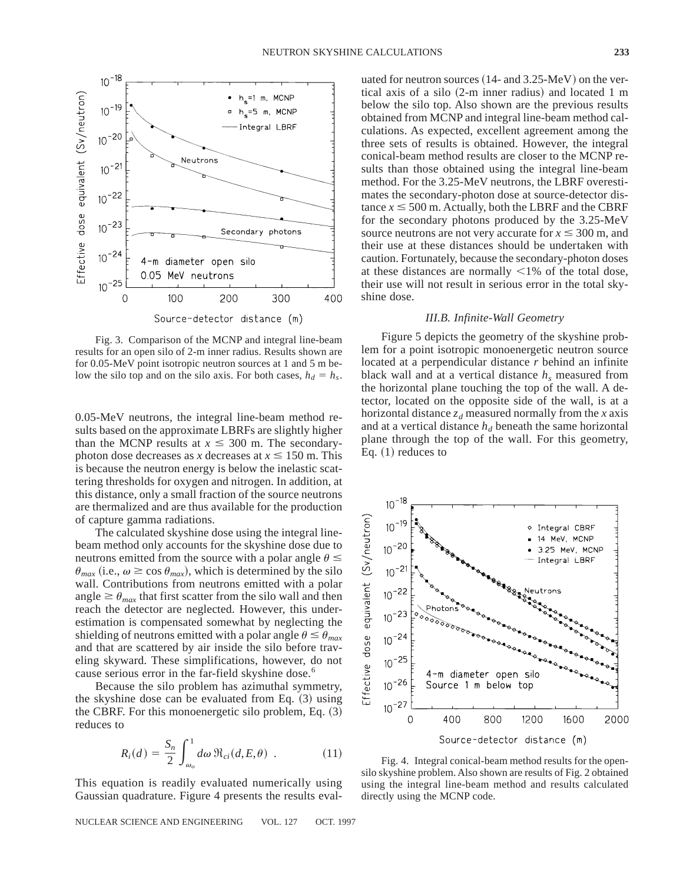Fig. 3. Comparison of the MCNP and integral line-beam results for an open silo of 2-m inner radius. Results shown are for 0.05-MeV point isotropic neutron sources at 1 and 5 m below the silo top and on the silo axis. For both cases, $h_d = h_s$.

0.05-MeV neutrons, the integral line-beam method results based on the approximate LBRFs are slightly higher than the MCNP results at $x \leq 300$ m. The secondary-photon dose decreases as $x$ decreases at $x \leq 150$ m. This is because the neutron energy is below the inelastic scattering thresholds for oxygen and nitrogen. In addition, at this distance, only a small fraction of the source neutrons are thermalized and are thus available for the production of capture gamma radiations.

The calculated skyshine dose using the integral line-beam method only accounts for the skyshine dose due to neutrons emitted from the source with a polar angle $\theta \leq \theta_{max}$ (i.e., $\omega \geq \cos\theta_{max}$), which is determined by the silo wall. Contributions from neutrons emitted with a polar angle $\geq \theta_{max}$ that first scatter from the silo wall and then reach the detector are neglected. However, this underestimation is compensated somewhat by neglecting the shielding of neutrons emitted with a polar angle $\theta \leq \theta_{max}$ and that are scattered by air inside the silo before traveling skyward. These simplifications, however, do not cause serious error in the far-field skyshine dose.[6]

Because the silo problem has azimuthal symmetry, the skyshine dose can be evaluated from Eq. (3) using the CBRF. For this monoenergetic silo problem, Eq. (3) reduces to

$$R_i(d) = \frac{S_n}{2}\int_{\omega_o}^{1} d\omega\, \Re_{ci}(d,E,\theta) \ . \tag{11}$$

This equation is readily evaluated numerically using Gaussian quadrature. Figure 4 presents the results evaluated for neutron sources (14- and 3.25-MeV) on the vertical axis of a silo (2-m inner radius) and located 1 m below the silo top. Also shown are the previous results obtained from MCNP and integral line-beam method calculations. As expected, excellent agreement among the three sets of results is obtained. However, the integral conical-beam method results are closer to the MCNP results than those obtained using the integral line-beam method. For the 3.25-MeV neutrons, the LBRF overestimates the secondary-photon dose at source-detector distance $x \leq 500$ m. Actually, both the LBRF and the CBRF for the secondary photons produced by the 3.25-MeV source neutrons are not very accurate for $x \leq 300$ m, and their use at these distances should be undertaken with caution. Fortunately, because the secondary-photon doses at these distances are normally $<1\%$ of the total dose, their use will not result in serious error in the total skyshine dose.

### III.B. Infinite-Wall Geometry

Figure 5 depicts the geometry of the skyshine problem for a point isotropic monoenergetic neutron source located at a perpendicular distance $r$ behind an infinite black wall and at a vertical distance $h_s$ measured from the horizontal plane touching the top of the wall. A detector, located on the opposite side of the wall, is at a horizontal distance $z_d$ measured normally from the $x$ axis and at a vertical distance $h_d$ beneath the same horizontal plane through the top of the wall. For this geometry, Eq. (1) reduces to

Fig. 4. Integral conical-beam method results for the open-silo skyshine problem. Also shown are results of Fig. 2 obtained using the integral line-beam method and results calculated directly using the MCNP code.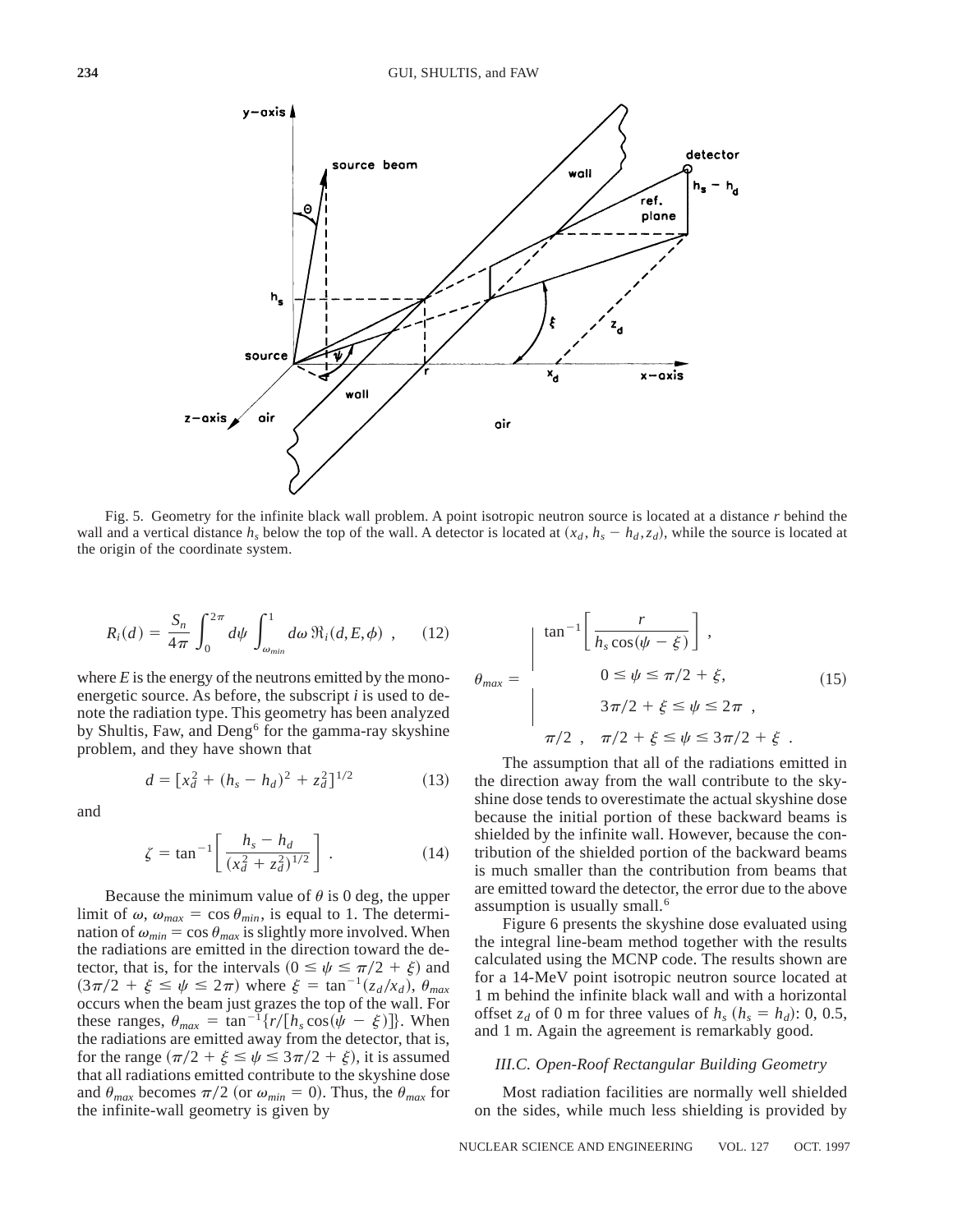Fig. 5. Geometry for the infinite black wall problem. A point isotropic neutron source is located at a distance $r$ behind the wall and a vertical distance $h_s$ below the top of the wall. A detector is located at $(x_d, h_s - h_d, z_d)$, while the source is located at the origin of the coordinate system.

$$R_i(d) = \frac{S_n}{4\pi} \int_0^{2\pi} d\psi \int_{\omega_{min}}^{1} d\omega \, \Re_i(d, E, \phi) \ , \qquad (12)$$

where $E$ is the energy of the neutrons emitted by the monoenergetic source. As before, the subscript $i$ is used to denote the radiation type. This geometry has been analyzed by Shultis, Faw, and Deng[6] for the gamma-ray skyshine problem, and they have shown that

$$d = [x_d^2 + (h_s - h_d)^2 + z_d^2]^{1/2} \qquad (13)$$

and

$$\zeta = \tan^{-1}\left[\frac{h_s - h_d}{(x_d^2 + z_d^2)^{1/2}}\right] \ . \qquad (14)$$

Because the minimum value of $\theta$ is 0 deg, the upper limit of $\omega$, $\omega_{max} = \cos\theta_{min}$, is equal to 1. The determination of $\omega_{min} = \cos\theta_{max}$ is slightly more involved. When the radiations are emitted in the direction toward the detector, that is, for the intervals $(0 \le \psi \le \pi/2 + \xi)$ and $(3\pi/2 + \xi \le \psi \le 2\pi)$ where $\xi = \tan^{-1}(z_d/x_d)$, $\theta_{max}$ occurs when the beam just grazes the top of the wall. For these ranges, $\theta_{max} = \tan^{-1}\{r/[h_s \cos(\psi - \xi)]\}$. When the radiations are emitted away from the detector, that is, for the range $(\pi/2 + \xi \le \psi \le 3\pi/2 + \xi)$, it is assumed that all radiations emitted contribute to the skyshine dose and $\theta_{max}$ becomes $\pi/2$ (or $\omega_{min} = 0$). Thus, the $\theta_{max}$ for the infinite-wall geometry is given by

$$\theta_{max} = \begin{cases} \tan^{-1}\left[\dfrac{r}{h_s \cos(\psi - \xi)}\right] \ , & 0 \le \psi \le \pi/2 + \xi, \\ & 3\pi/2 + \xi \le \psi \le 2\pi \ , \\ \pi/2 \ , & \pi/2 + \xi \le \psi \le 3\pi/2 + \xi \ . \end{cases} \qquad (15)$$

The assumption that all of the radiations emitted in the direction away from the wall contribute to the skyshine dose tends to overestimate the actual skyshine dose because the initial portion of these backward beams is shielded by the infinite wall. However, because the contribution of the shielded portion of the backward beams is much smaller than the contribution from beams that are emitted toward the detector, the error due to the above assumption is usually small.[6]

Figure 6 presents the skyshine dose evaluated using the integral line-beam method together with the results calculated using the MCNP code. The results shown are for a 14-MeV point isotropic neutron source located at 1 m behind the infinite black wall and with a horizontal offset $z_d$ of 0 m for three values of $h_s$ $(h_s = h_d)$: 0, 0.5, and 1 m. Again the agreement is remarkably good.

### III.C. Open-Roof Rectangular Building Geometry

Most radiation facilities are normally well shielded on the sides, while much less shielding is provided by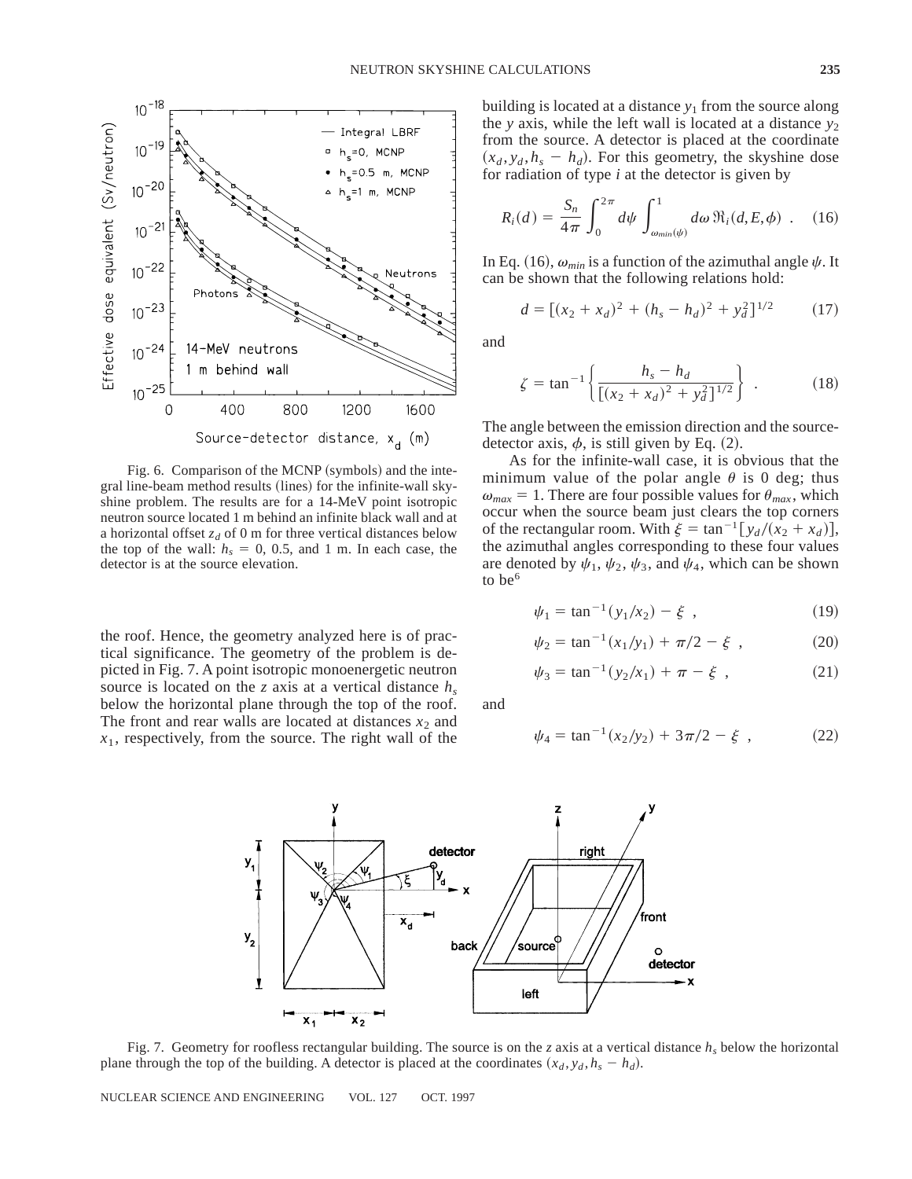Fig. 6. Comparison of the MCNP (symbols) and the integral line-beam method results (lines) for the infinite-wall skyshine problem. The results are for a 14-MeV point isotropic neutron source located 1 m behind an infinite black wall and at a horizontal offset $z_d$ of 0 m for three vertical distances below the top of the wall: $h_s = 0$, 0.5, and 1 m. In each case, the detector is at the source elevation.

the roof. Hence, the geometry analyzed here is of practical significance. The geometry of the problem is depicted in Fig. 7. A point isotropic monoenergetic neutron source is located on the $z$ axis at a vertical distance $h_s$ below the horizontal plane through the top of the roof. The front and rear walls are located at distances $x_2$ and $x_1$, respectively, from the source. The right wall of the building is located at a distance $y_1$ from the source along the $y$ axis, while the left wall is located at a distance $y_2$ from the source. A detector is placed at the coordinate $(x_d, y_d, h_s - h_d)$. For this geometry, the skyshine dose for radiation of type $i$ at the detector is given by

$$R_i(d) = \frac{S_n}{4\pi} \int_0^{2\pi} d\psi \int_{\omega_{min}(\psi)}^{1} d\omega\, \Re_i(d, E, \phi) \ . \quad (16)$$

In Eq. (16), $\omega_{min}$ is a function of the azimuthal angle $\psi$. It can be shown that the following relations hold:

$$d = [(x_2 + x_d)^2 + (h_s - h_d)^2 + y_d^2]^{1/2} \quad (17)$$

and

$$\zeta = \tan^{-1}\left\{\frac{h_s - h_d}{[(x_2 + x_d)^2 + y_d^2]^{1/2}}\right\} \ . \quad (18)$$

The angle between the emission direction and the source-detector axis, $\phi$, is still given by Eq. (2).

As for the infinite-wall case, it is obvious that the minimum value of the polar angle $\theta$ is 0 deg; thus $\omega_{max} = 1$. There are four possible values for $\theta_{max}$, which occur when the source beam just clears the top corners of the rectangular room. With $\xi = \tan^{-1}[y_d/(x_2 + x_d)]$, the azimuthal angles corresponding to these four values are denoted by $\psi_1$, $\psi_2$, $\psi_3$, and $\psi_4$, which can be shown to be[6]

$$\psi_1 = \tan^{-1}(y_1/x_2) - \xi \ , \quad (19)$$

$$\psi_2 = \tan^{-1}(x_1/y_1) + \pi/2 - \xi \ , \quad (20)$$

$$\psi_3 = \tan^{-1}(y_2/x_1) + \pi - \xi \ , \quad (21)$$

and

$$\psi_4 = \tan^{-1}(x_2/y_2) + 3\pi/2 - \xi \ , \quad (22)$$

Fig. 7. Geometry for roofless rectangular building. The source is on the $z$ axis at a vertical distance $h_s$ below the horizontal plane through the top of the building. A detector is placed at the coordinates $(x_d, y_d, h_s - h_d)$.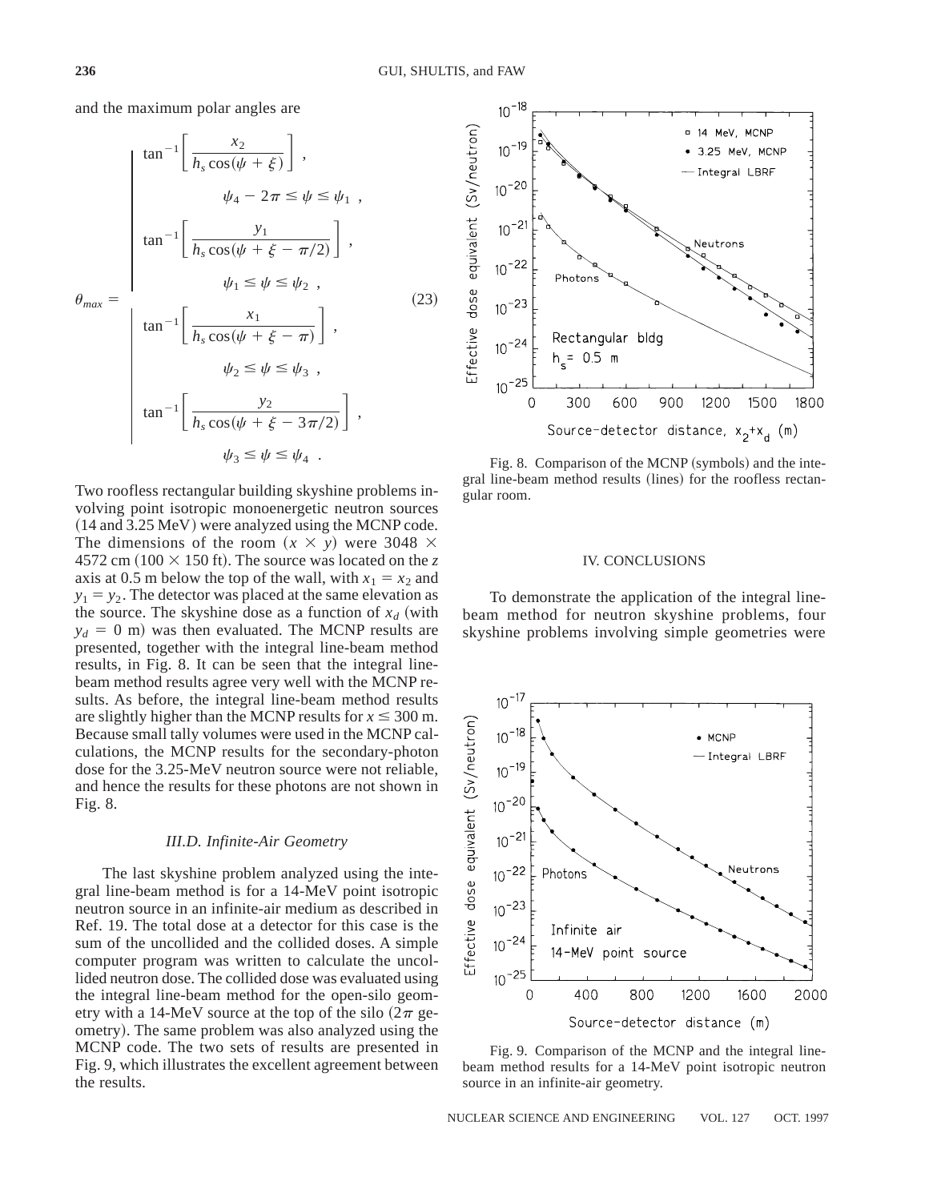and the maximum polar angles are

$$
\theta_{max} = \begin{cases} \tan^{-1}\left[\dfrac{x_2}{h_s\cos(\psi+\xi)}\right] , \\ \qquad \psi_4 - 2\pi \le \psi \le \psi_1 , \\ \tan^{-1}\left[\dfrac{y_1}{h_s\cos(\psi+\xi-\pi/2)}\right] , \\ \qquad \psi_1 \le \psi \le \psi_2 , \\ \tan^{-1}\left[\dfrac{x_1}{h_s\cos(\psi+\xi-\pi)}\right] , \\ \qquad \psi_2 \le \psi \le \psi_3 , \\ \tan^{-1}\left[\dfrac{y_2}{h_s\cos(\psi+\xi-3\pi/2)}\right] , \\ \qquad \psi_3 \le \psi \le \psi_4 . \end{cases} \tag{23}
$$

Two roofless rectangular building skyshine problems involving point isotropic monoenergetic neutron sources (14 and 3.25 MeV) were analyzed using the MCNP code. The dimensions of the room ($x \times y$) were 3048 $\times$ 4572 cm (100 $\times$ 150 ft). The source was located on the $z$ axis at 0.5 m below the top of the wall, with $x_1 = x_2$ and $y_1 = y_2$. The detector was placed at the same elevation as the source. The skyshine dose as a function of $x_d$ (with $y_d = 0$ m) was then evaluated. The MCNP results are presented, together with the integral line-beam method results, in Fig. 8. It can be seen that the integral line-beam method results agree very well with the MCNP results. As before, the integral line-beam method results are slightly higher than the MCNP results for $x \le 300$ m. Because small tally volumes were used in the MCNP calculations, the MCNP results for the secondary-photon dose for the 3.25-MeV neutron source were not reliable, and hence the results for these photons are not shown in Fig. 8.

Fig. 8. Comparison of the MCNP (symbols) and the integral line-beam method results (lines) for the roofless rectangular room.

### III.D. Infinite-Air Geometry

The last skyshine problem analyzed using the integral line-beam method is for a 14-MeV point isotropic neutron source in an infinite-air medium as described in Ref. 19. The total dose at a detector for this case is the sum of the uncollided and the collided doses. A simple computer program was written to calculate the uncollided neutron dose. The collided dose was evaluated using the integral line-beam method for the open-silo geometry with a 14-MeV source at the top of the silo ($2\pi$ geometry). The same problem was also analyzed using the MCNP code. The two sets of results are presented in Fig. 9, which illustrates the excellent agreement between the results.

Fig. 9. Comparison of the MCNP and the integral line-beam method results for a 14-MeV point isotropic neutron source in an infinite-air geometry.

## IV. CONCLUSIONS

To demonstrate the application of the integral line-beam method for neutron skyshine problems, four skyshine problems involving simple geometries were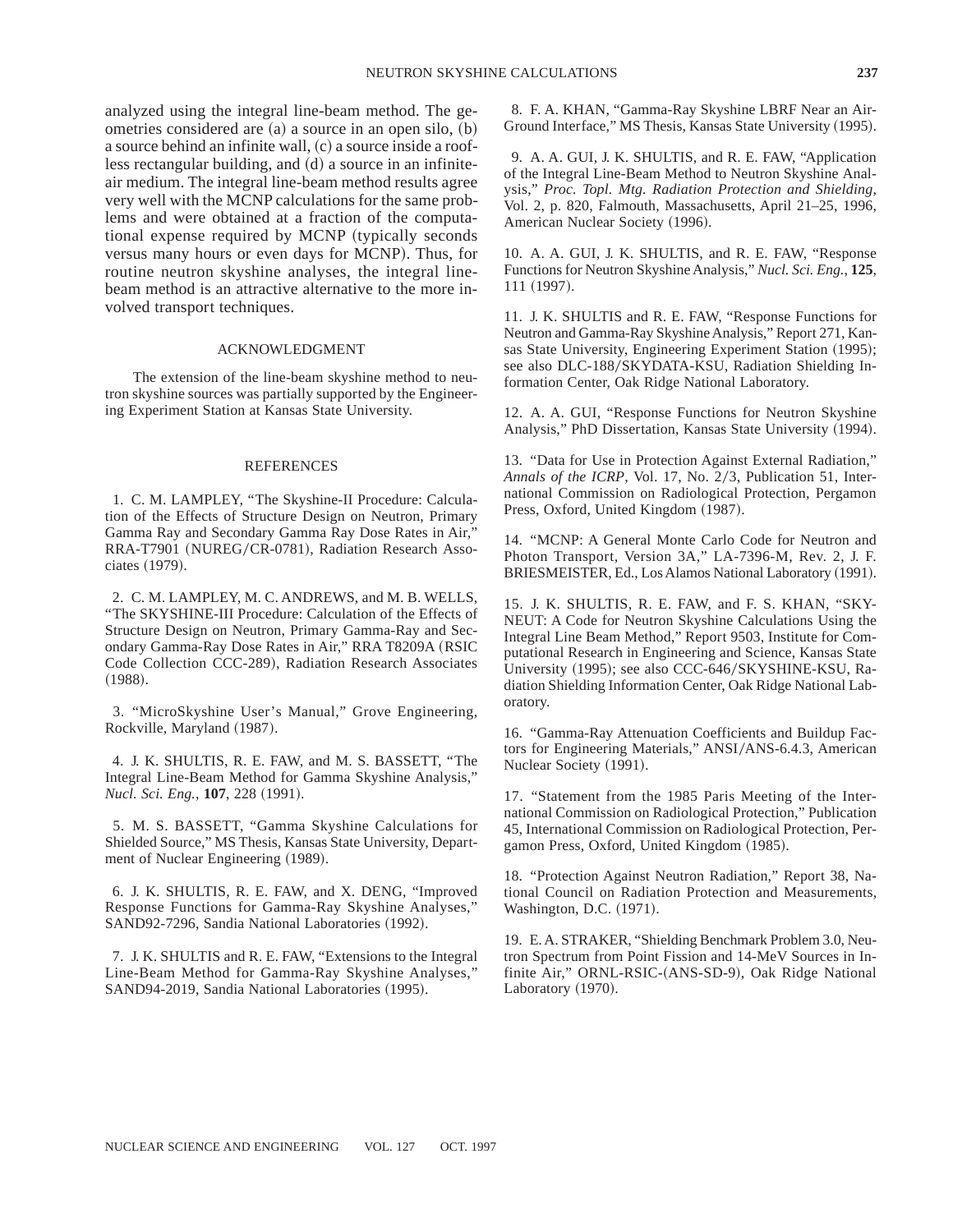analyzed using the integral line-beam method. The geometries considered are (a) a source in an open silo, (b) a source behind an infinite wall, (c) a source inside a roofless rectangular building, and (d) a source in an infinite-air medium. The integral line-beam method results agree very well with the MCNP calculations for the same problems and were obtained at a fraction of the computational expense required by MCNP (typically seconds versus many hours or even days for MCNP). Thus, for routine neutron skyshine analyses, the integral line-beam method is an attractive alternative to the more involved transport techniques.

## ACKNOWLEDGMENT

The extension of the line-beam skyshine method to neutron skyshine sources was partially supported by the Engineering Experiment Station at Kansas State University.

## REFERENCES

1. C. M. LAMPLEY, "The Skyshine-II Procedure: Calculation of the Effects of Structure Design on Neutron, Primary Gamma Ray and Secondary Gamma Ray Dose Rates in Air," RRA-T7901 (NUREG/CR-0781), Radiation Research Associates (1979).

2. C. M. LAMPLEY, M. C. ANDREWS, and M. B. WELLS, "The SKYSHINE-III Procedure: Calculation of the Effects of Structure Design on Neutron, Primary Gamma-Ray and Secondary Gamma-Ray Dose Rates in Air," RRA T8209A (RSIC Code Collection CCC-289), Radiation Research Associates (1988).

3. "MicroSkyshine User's Manual," Grove Engineering, Rockville, Maryland (1987).

4. J. K. SHULTIS, R. E. FAW, and M. S. BASSETT, "The Integral Line-Beam Method for Gamma Skyshine Analysis," *Nucl. Sci. Eng.*, **107**, 228 (1991).

5. M. S. BASSETT, "Gamma Skyshine Calculations for Shielded Source," MS Thesis, Kansas State University, Department of Nuclear Engineering (1989).

6. J. K. SHULTIS, R. E. FAW, and X. DENG, "Improved Response Functions for Gamma-Ray Skyshine Analyses," SAND92-7296, Sandia National Laboratories (1992).

7. J. K. SHULTIS and R. E. FAW, "Extensions to the Integral Line-Beam Method for Gamma-Ray Skyshine Analyses," SAND94-2019, Sandia National Laboratories (1995).

8. F. A. KHAN, "Gamma-Ray Skyshine LBRF Near an Air-Ground Interface," MS Thesis, Kansas State University (1995).

9. A. A. GUI, J. K. SHULTIS, and R. E. FAW, "Application of the Integral Line-Beam Method to Neutron Skyshine Analysis," *Proc. Topl. Mtg. Radiation Protection and Shielding*, Vol. 2, p. 820, Falmouth, Massachusetts, April 21–25, 1996, American Nuclear Society (1996).

10. A. A. GUI, J. K. SHULTIS, and R. E. FAW, "Response Functions for Neutron Skyshine Analysis," *Nucl. Sci. Eng.*, **125**, 111 (1997).

11. J. K. SHULTIS and R. E. FAW, "Response Functions for Neutron and Gamma-Ray Skyshine Analysis," Report 271, Kansas State University, Engineering Experiment Station (1995); see also DLC-188/SKYDATA-KSU, Radiation Shielding Information Center, Oak Ridge National Laboratory.

12. A. A. GUI, "Response Functions for Neutron Skyshine Analysis," PhD Dissertation, Kansas State University (1994).

13. "Data for Use in Protection Against External Radiation," *Annals of the ICRP*, Vol. 17, No. 2/3, Publication 51, International Commission on Radiological Protection, Pergamon Press, Oxford, United Kingdom (1987).

14. "MCNP: A General Monte Carlo Code for Neutron and Photon Transport, Version 3A," LA-7396-M, Rev. 2, J. F. BRIESMEISTER, Ed., Los Alamos National Laboratory (1991).

15. J. K. SHULTIS, R. E. FAW, and F. S. KHAN, "SKYNEUT: A Code for Neutron Skyshine Calculations Using the Integral Line Beam Method," Report 9503, Institute for Computational Research in Engineering and Science, Kansas State University (1995); see also CCC-646/SKYSHINE-KSU, Radiation Shielding Information Center, Oak Ridge National Laboratory.

16. "Gamma-Ray Attenuation Coefficients and Buildup Factors for Engineering Materials," ANSI/ANS-6.4.3, American Nuclear Society (1991).

17. "Statement from the 1985 Paris Meeting of the International Commission on Radiological Protection," Publication 45, International Commission on Radiological Protection, Pergamon Press, Oxford, United Kingdom (1985).

18. "Protection Against Neutron Radiation," Report 38, National Council on Radiation Protection and Measurements, Washington, D.C. (1971).

19. E. A. STRAKER, "Shielding Benchmark Problem 3.0, Neutron Spectrum from Point Fission and 14-MeV Sources in Infinite Air," ORNL-RSIC-(ANS-SD-9), Oak Ridge National Laboratory (1970).